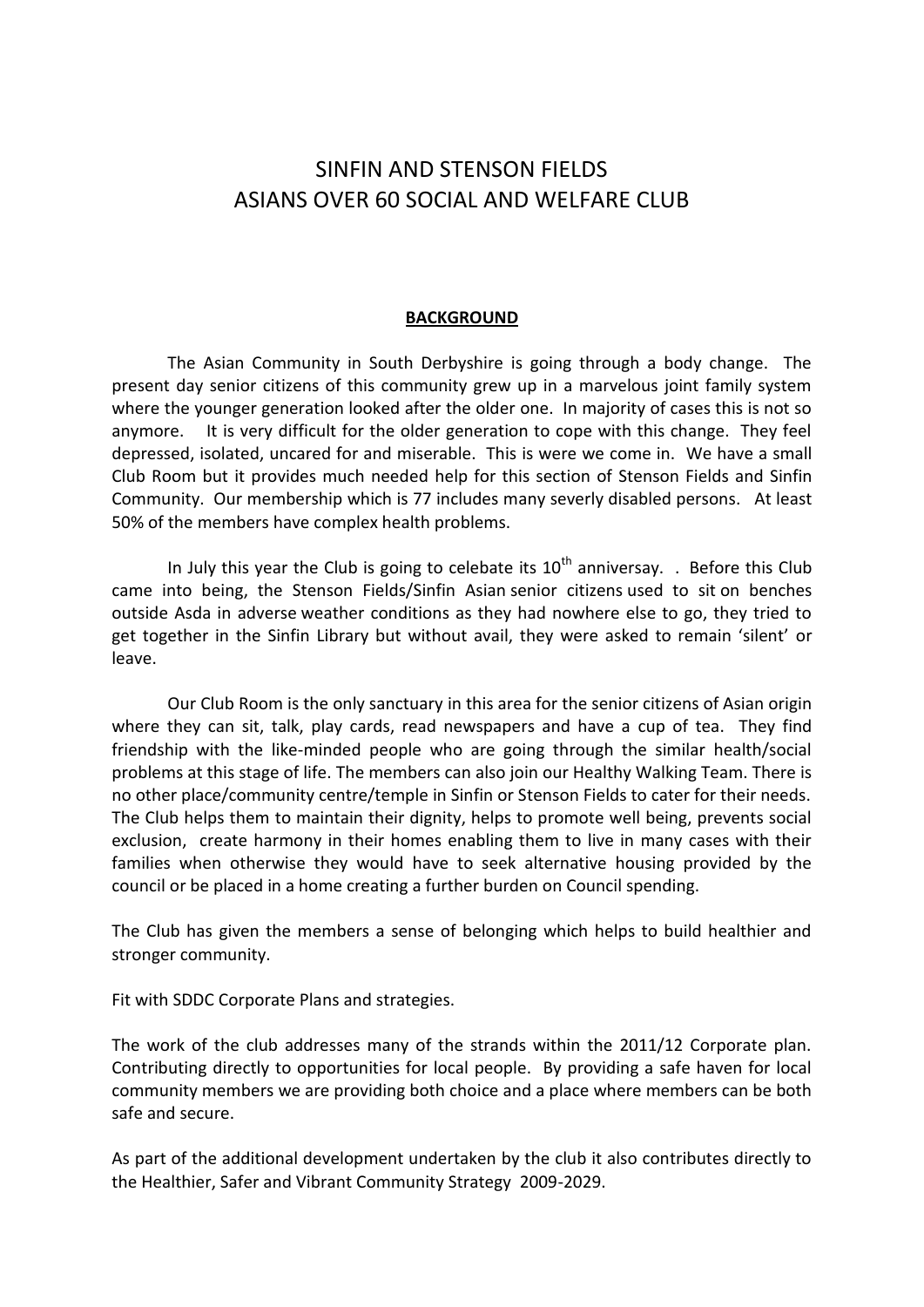# SINFIN AND STENSON FIELDS
# ASIANS OVER 60 SOCIAL AND WELFARE CLUB

## **BACKGROUND**

The Asian Community in South Derbyshire is going through a body change. The present day senior citizens of this community grew up in a marvelous joint family system where the younger generation looked after the older one. In majority of cases this is not so anymore. It is very difficult for the older generation to cope with this change. They feel depressed, isolated, uncared for and miserable. This is were we come in. We have a small Club Room but it provides much needed help for this section of Stenson Fields and Sinfin Community. Our membership which is 77 includes many severly disabled persons. At least 50% of the members have complex health problems.

In July this year the Club is going to celebate its 10th anniversay. . Before this Club came into being, the Stenson Fields/Sinfin Asian senior citizens used to sit on benches outside Asda in adverse weather conditions as they had nowhere else to go, they tried to get together in the Sinfin Library but without avail, they were asked to remain 'silent' or leave.

Our Club Room is the only sanctuary in this area for the senior citizens of Asian origin where they can sit, talk, play cards, read newspapers and have a cup of tea. They find friendship with the like-minded people who are going through the similar health/social problems at this stage of life. The members can also join our Healthy Walking Team. There is no other place/community centre/temple in Sinfin or Stenson Fields to cater for their needs. The Club helps them to maintain their dignity, helps to promote well being, prevents social exclusion, create harmony in their homes enabling them to live in many cases with their families when otherwise they would have to seek alternative housing provided by the council or be placed in a home creating a further burden on Council spending.

The Club has given the members a sense of belonging which helps to build healthier and stronger community.

Fit with SDDC Corporate Plans and strategies.

The work of the club addresses many of the strands within the 2011/12 Corporate plan. Contributing directly to opportunities for local people. By providing a safe haven for local community members we are providing both choice and a place where members can be both safe and secure.

As part of the additional development undertaken by the club it also contributes directly to the Healthier, Safer and Vibrant Community Strategy 2009-2029.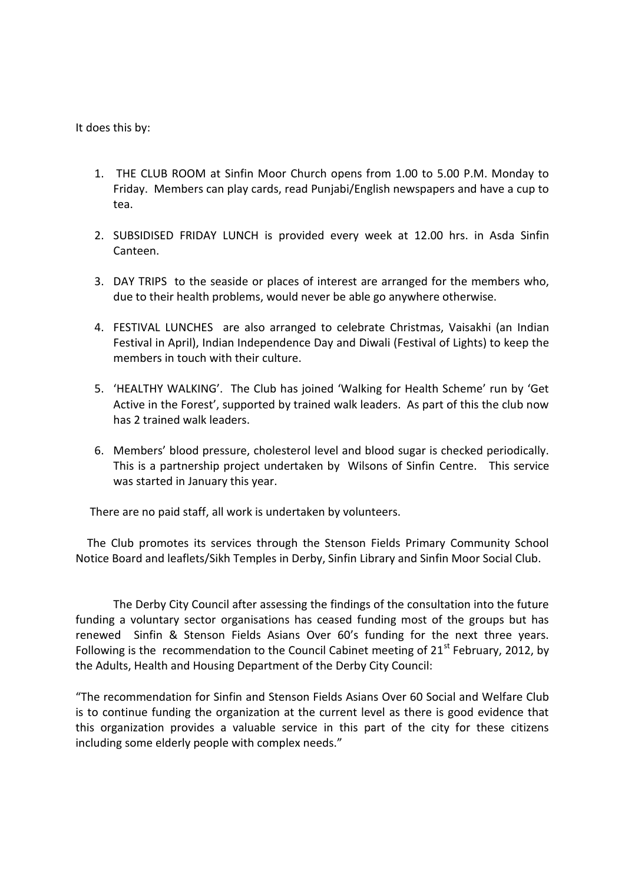It does this by:

1. THE CLUB ROOM at Sinfin Moor Church opens from 1.00 to 5.00 P.M. Monday to Friday. Members can play cards, read Punjabi/English newspapers and have a cup to tea.

2. SUBSIDISED FRIDAY LUNCH is provided every week at 12.00 hrs. in Asda Sinfin Canteen.

3. DAY TRIPS to the seaside or places of interest are arranged for the members who, due to their health problems, would never be able go anywhere otherwise.

4. FESTIVAL LUNCHES are also arranged to celebrate Christmas, Vaisakhi (an Indian Festival in April), Indian Independence Day and Diwali (Festival of Lights) to keep the members in touch with their culture.

5. 'HEALTHY WALKING'. The Club has joined 'Walking for Health Scheme' run by 'Get Active in the Forest', supported by trained walk leaders. As part of this the club now has 2 trained walk leaders.

6. Members' blood pressure, cholesterol level and blood sugar is checked periodically. This is a partnership project undertaken by Wilsons of Sinfin Centre. This service was started in January this year.

There are no paid staff, all work is undertaken by volunteers.

The Club promotes its services through the Stenson Fields Primary Community School Notice Board and leaflets/Sikh Temples in Derby, Sinfin Library and Sinfin Moor Social Club.

The Derby City Council after assessing the findings of the consultation into the future funding a voluntary sector organisations has ceased funding most of the groups but has renewed Sinfin & Stenson Fields Asians Over 60's funding for the next three years. Following is the recommendation to the Council Cabinet meeting of 21st February, 2012, by the Adults, Health and Housing Department of the Derby City Council:

"The recommendation for Sinfin and Stenson Fields Asians Over 60 Social and Welfare Club is to continue funding the organization at the current level as there is good evidence that this organization provides a valuable service in this part of the city for these citizens including some elderly people with complex needs."